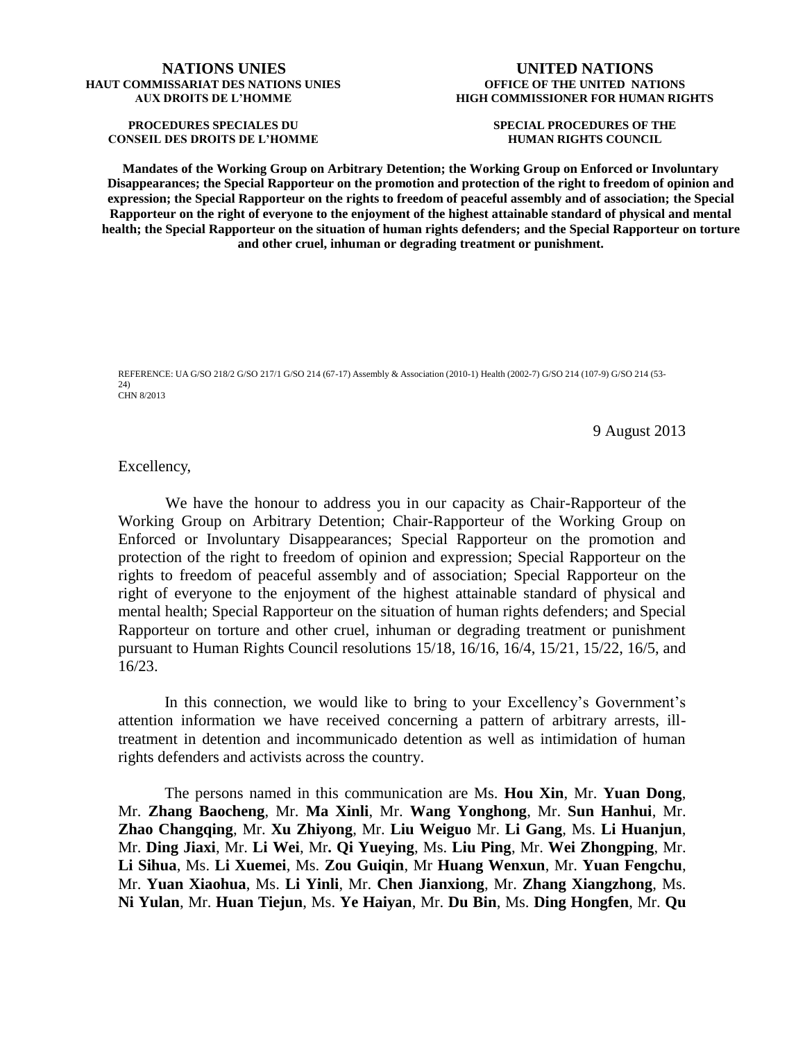**NATIONS UNIES**
**HAUT COMMISSARIAT DES NATIONS UNIES AUX DROITS DE L'HOMME**

**PROCEDURES SPECIALES DU CONSEIL DES DROITS DE L'HOMME**

**UNITED NATIONS**
**OFFICE OF THE UNITED NATIONS HIGH COMMISSIONER FOR HUMAN RIGHTS**

**SPECIAL PROCEDURES OF THE HUMAN RIGHTS COUNCIL**

**Mandates of the Working Group on Arbitrary Detention; the Working Group on Enforced or Involuntary Disappearances; the Special Rapporteur on the promotion and protection of the right to freedom of opinion and expression; the Special Rapporteur on the rights to freedom of peaceful assembly and of association; the Special Rapporteur on the right of everyone to the enjoyment of the highest attainable standard of physical and mental health; the Special Rapporteur on the situation of human rights defenders; and the Special Rapporteur on torture and other cruel, inhuman or degrading treatment or punishment.**

REFERENCE: UA G/SO 218/2 G/SO 217/1 G/SO 214 (67-17) Assembly & Association (2010-1) Health (2002-7) G/SO 214 (107-9) G/SO 214 (53-24)
CHN 8/2013

9 August 2013

Excellency,

We have the honour to address you in our capacity as Chair-Rapporteur of the Working Group on Arbitrary Detention; Chair-Rapporteur of the Working Group on Enforced or Involuntary Disappearances; Special Rapporteur on the promotion and protection of the right to freedom of opinion and expression; Special Rapporteur on the rights to freedom of peaceful assembly and of association; Special Rapporteur on the right of everyone to the enjoyment of the highest attainable standard of physical and mental health; Special Rapporteur on the situation of human rights defenders; and Special Rapporteur on torture and other cruel, inhuman or degrading treatment or punishment pursuant to Human Rights Council resolutions 15/18, 16/16, 16/4, 15/21, 15/22, 16/5, and 16/23.

In this connection, we would like to bring to your Excellency's Government's attention information we have received concerning a pattern of arbitrary arrests, ill-treatment in detention and incommunicado detention as well as intimidation of human rights defenders and activists across the country.

The persons named in this communication are Ms. **Hou Xin**, Mr. **Yuan Dong**, Mr. **Zhang Baocheng**, Mr. **Ma Xinli**, Mr. **Wang Yonghong**, Mr. **Sun Hanhui**, Mr. **Zhao Changqing**, Mr. **Xu Zhiyong**, Mr. **Liu Weiguo** Mr. **Li Gang**, Ms. **Li Huanjun**, Mr. **Ding Jiaxi**, Mr. **Li Wei**, Mr**. Qi Yueying**, Ms. **Liu Ping**, Mr. **Wei Zhongping**, Mr. **Li Sihua**, Ms. **Li Xuemei**, Ms. **Zou Guiqin**, Mr **Huang Wenxun**, Mr. **Yuan Fengchu**, Mr. **Yuan Xiaohua**, Ms. **Li Yinli**, Mr. **Chen Jianxiong**, Mr. **Zhang Xiangzhong**, Ms. **Ni Yulan**, Mr. **Huan Tiejun**, Ms. **Ye Haiyan**, Mr. **Du Bin**, Ms. **Ding Hongfen**, Mr. **Qu**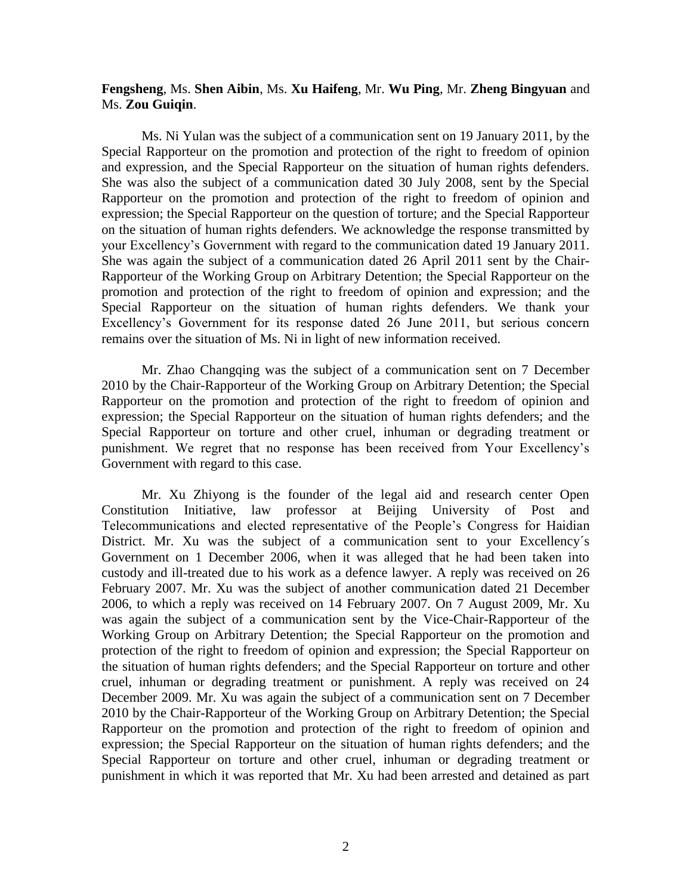**Fengsheng**, Ms. **Shen Aibin**, Ms. **Xu Haifeng**, Mr. **Wu Ping**, Mr. **Zheng Bingyuan** and Ms. **Zou Guiqin**.

Ms. Ni Yulan was the subject of a communication sent on 19 January 2011, by the Special Rapporteur on the promotion and protection of the right to freedom of opinion and expression, and the Special Rapporteur on the situation of human rights defenders. She was also the subject of a communication dated 30 July 2008, sent by the Special Rapporteur on the promotion and protection of the right to freedom of opinion and expression; the Special Rapporteur on the question of torture; and the Special Rapporteur on the situation of human rights defenders. We acknowledge the response transmitted by your Excellency's Government with regard to the communication dated 19 January 2011. She was again the subject of a communication dated 26 April 2011 sent by the Chair-Rapporteur of the Working Group on Arbitrary Detention; the Special Rapporteur on the promotion and protection of the right to freedom of opinion and expression; and the Special Rapporteur on the situation of human rights defenders. We thank your Excellency's Government for its response dated 26 June 2011, but serious concern remains over the situation of Ms. Ni in light of new information received.

Mr. Zhao Changqing was the subject of a communication sent on 7 December 2010 by the Chair-Rapporteur of the Working Group on Arbitrary Detention; the Special Rapporteur on the promotion and protection of the right to freedom of opinion and expression; the Special Rapporteur on the situation of human rights defenders; and the Special Rapporteur on torture and other cruel, inhuman or degrading treatment or punishment. We regret that no response has been received from Your Excellency's Government with regard to this case.

Mr. Xu Zhiyong is the founder of the legal aid and research center Open Constitution Initiative, law professor at Beijing University of Post and Telecommunications and elected representative of the People's Congress for Haidian District. Mr. Xu was the subject of a communication sent to your Excellency´s Government on 1 December 2006, when it was alleged that he had been taken into custody and ill-treated due to his work as a defence lawyer. A reply was received on 26 February 2007. Mr. Xu was the subject of another communication dated 21 December 2006, to which a reply was received on 14 February 2007. On 7 August 2009, Mr. Xu was again the subject of a communication sent by the Vice-Chair-Rapporteur of the Working Group on Arbitrary Detention; the Special Rapporteur on the promotion and protection of the right to freedom of opinion and expression; the Special Rapporteur on the situation of human rights defenders; and the Special Rapporteur on torture and other cruel, inhuman or degrading treatment or punishment. A reply was received on 24 December 2009. Mr. Xu was again the subject of a communication sent on 7 December 2010 by the Chair-Rapporteur of the Working Group on Arbitrary Detention; the Special Rapporteur on the promotion and protection of the right to freedom of opinion and expression; the Special Rapporteur on the situation of human rights defenders; and the Special Rapporteur on torture and other cruel, inhuman or degrading treatment or punishment in which it was reported that Mr. Xu had been arrested and detained as part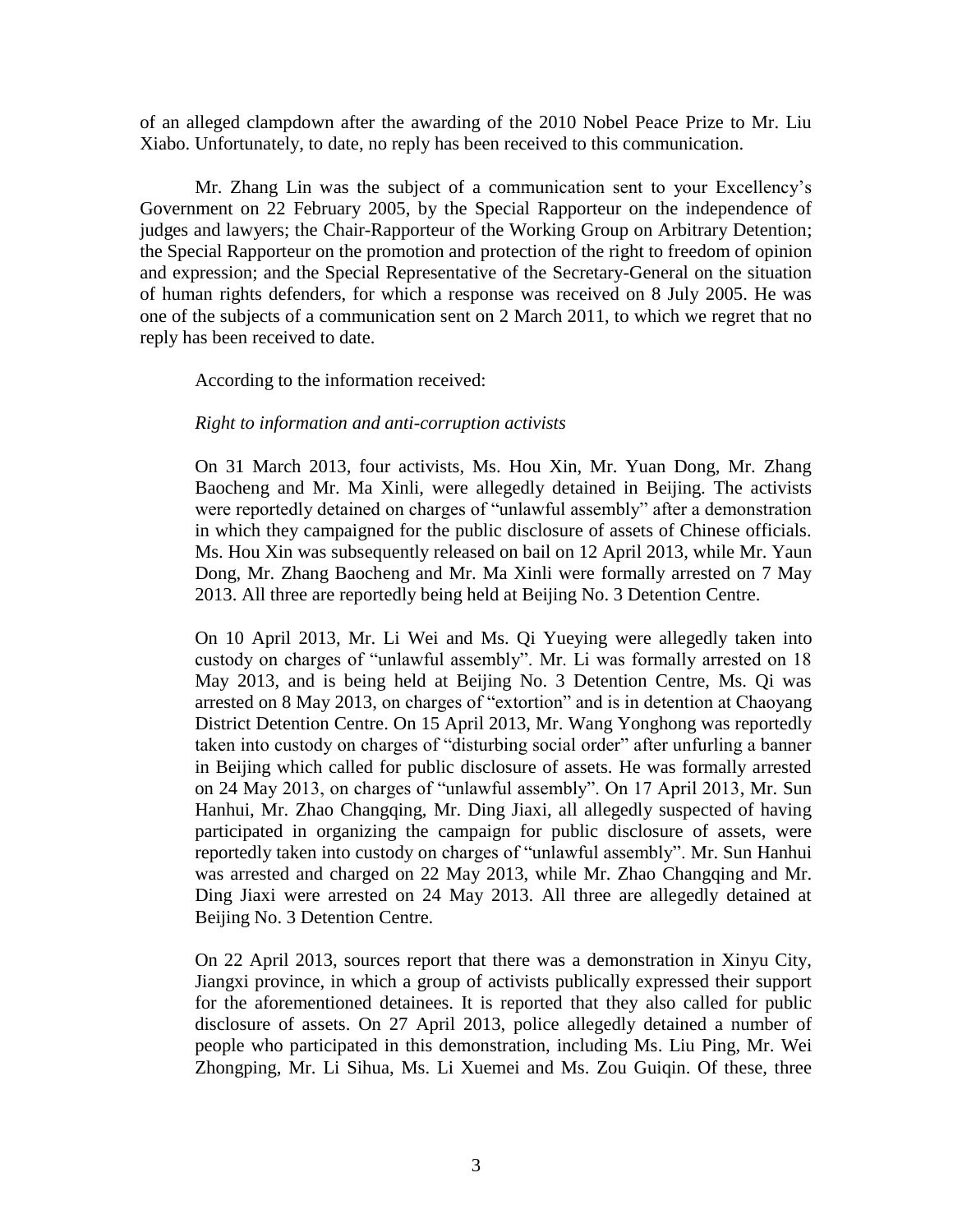of an alleged clampdown after the awarding of the 2010 Nobel Peace Prize to Mr. Liu Xiabo. Unfortunately, to date, no reply has been received to this communication.

Mr. Zhang Lin was the subject of a communication sent to your Excellency's Government on 22 February 2005, by the Special Rapporteur on the independence of judges and lawyers; the Chair-Rapporteur of the Working Group on Arbitrary Detention; the Special Rapporteur on the promotion and protection of the right to freedom of opinion and expression; and the Special Representative of the Secretary-General on the situation of human rights defenders, for which a response was received on 8 July 2005. He was one of the subjects of a communication sent on 2 March 2011, to which we regret that no reply has been received to date.

According to the information received:

*Right to information and anti-corruption activists*

On 31 March 2013, four activists, Ms. Hou Xin, Mr. Yuan Dong, Mr. Zhang Baocheng and Mr. Ma Xinli, were allegedly detained in Beijing. The activists were reportedly detained on charges of "unlawful assembly" after a demonstration in which they campaigned for the public disclosure of assets of Chinese officials. Ms. Hou Xin was subsequently released on bail on 12 April 2013, while Mr. Yaun Dong, Mr. Zhang Baocheng and Mr. Ma Xinli were formally arrested on 7 May 2013. All three are reportedly being held at Beijing No. 3 Detention Centre.

On 10 April 2013, Mr. Li Wei and Ms. Qi Yueying were allegedly taken into custody on charges of "unlawful assembly". Mr. Li was formally arrested on 18 May 2013, and is being held at Beijing No. 3 Detention Centre, Ms. Qi was arrested on 8 May 2013, on charges of "extortion" and is in detention at Chaoyang District Detention Centre. On 15 April 2013, Mr. Wang Yonghong was reportedly taken into custody on charges of "disturbing social order" after unfurling a banner in Beijing which called for public disclosure of assets. He was formally arrested on 24 May 2013, on charges of "unlawful assembly". On 17 April 2013, Mr. Sun Hanhui, Mr. Zhao Changqing, Mr. Ding Jiaxi, all allegedly suspected of having participated in organizing the campaign for public disclosure of assets, were reportedly taken into custody on charges of "unlawful assembly". Mr. Sun Hanhui was arrested and charged on 22 May 2013, while Mr. Zhao Changqing and Mr. Ding Jiaxi were arrested on 24 May 2013. All three are allegedly detained at Beijing No. 3 Detention Centre.

On 22 April 2013, sources report that there was a demonstration in Xinyu City, Jiangxi province, in which a group of activists publically expressed their support for the aforementioned detainees. It is reported that they also called for public disclosure of assets. On 27 April 2013, police allegedly detained a number of people who participated in this demonstration, including Ms. Liu Ping, Mr. Wei Zhongping, Mr. Li Sihua, Ms. Li Xuemei and Ms. Zou Guiqin. Of these, three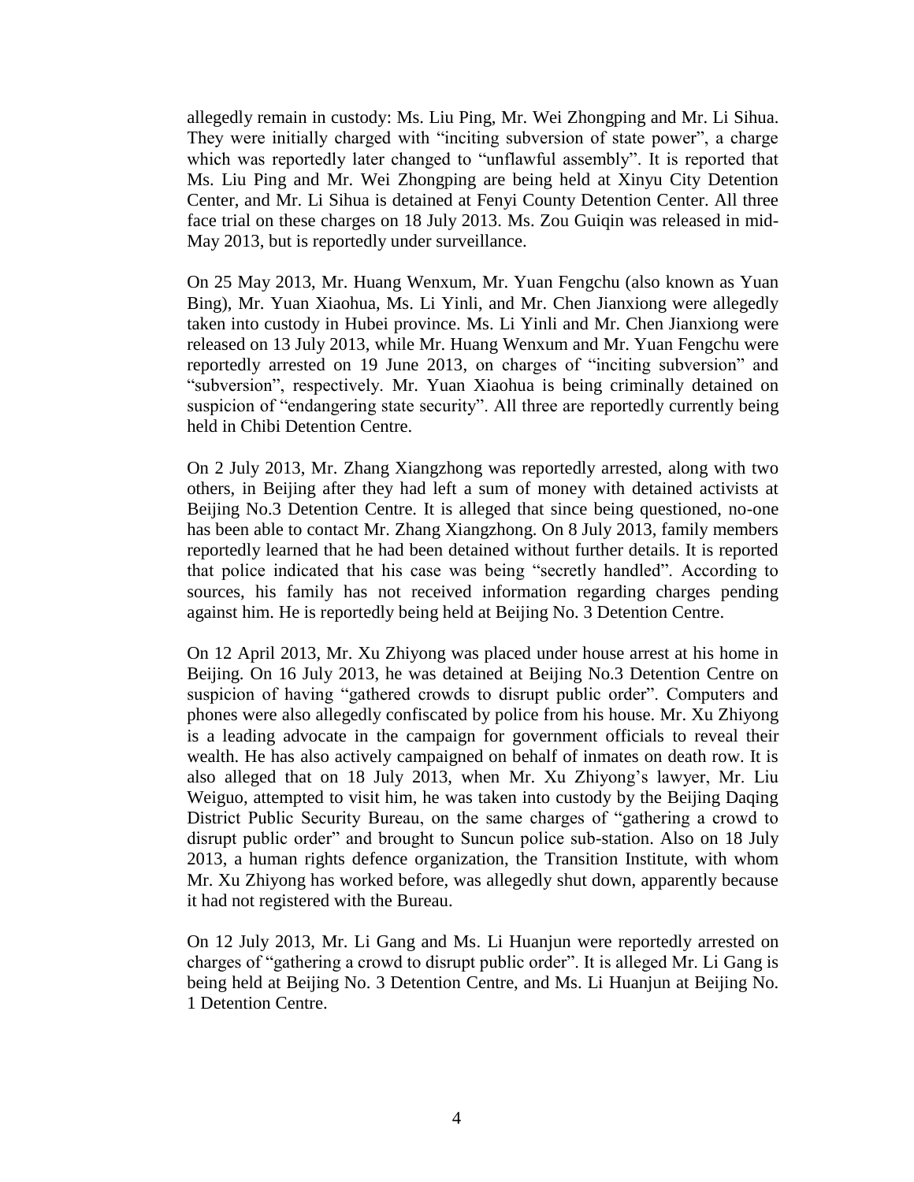allegedly remain in custody: Ms. Liu Ping, Mr. Wei Zhongping and Mr. Li Sihua. They were initially charged with "inciting subversion of state power", a charge which was reportedly later changed to "unflawful assembly". It is reported that Ms. Liu Ping and Mr. Wei Zhongping are being held at Xinyu City Detention Center, and Mr. Li Sihua is detained at Fenyi County Detention Center. All three face trial on these charges on 18 July 2013. Ms. Zou Guiqin was released in mid-May 2013, but is reportedly under surveillance.

On 25 May 2013, Mr. Huang Wenxum, Mr. Yuan Fengchu (also known as Yuan Bing), Mr. Yuan Xiaohua, Ms. Li Yinli, and Mr. Chen Jianxiong were allegedly taken into custody in Hubei province. Ms. Li Yinli and Mr. Chen Jianxiong were released on 13 July 2013, while Mr. Huang Wenxum and Mr. Yuan Fengchu were reportedly arrested on 19 June 2013, on charges of "inciting subversion" and "subversion", respectively. Mr. Yuan Xiaohua is being criminally detained on suspicion of "endangering state security". All three are reportedly currently being held in Chibi Detention Centre.

On 2 July 2013, Mr. Zhang Xiangzhong was reportedly arrested, along with two others, in Beijing after they had left a sum of money with detained activists at Beijing No.3 Detention Centre. It is alleged that since being questioned, no-one has been able to contact Mr. Zhang Xiangzhong. On 8 July 2013, family members reportedly learned that he had been detained without further details. It is reported that police indicated that his case was being "secretly handled". According to sources, his family has not received information regarding charges pending against him. He is reportedly being held at Beijing No. 3 Detention Centre.

On 12 April 2013, Mr. Xu Zhiyong was placed under house arrest at his home in Beijing. On 16 July 2013, he was detained at Beijing No.3 Detention Centre on suspicion of having "gathered crowds to disrupt public order". Computers and phones were also allegedly confiscated by police from his house. Mr. Xu Zhiyong is a leading advocate in the campaign for government officials to reveal their wealth. He has also actively campaigned on behalf of inmates on death row. It is also alleged that on 18 July 2013, when Mr. Xu Zhiyong's lawyer, Mr. Liu Weiguo, attempted to visit him, he was taken into custody by the Beijing Daqing District Public Security Bureau, on the same charges of "gathering a crowd to disrupt public order" and brought to Suncun police sub-station. Also on 18 July 2013, a human rights defence organization, the Transition Institute, with whom Mr. Xu Zhiyong has worked before, was allegedly shut down, apparently because it had not registered with the Bureau.

On 12 July 2013, Mr. Li Gang and Ms. Li Huanjun were reportedly arrested on charges of "gathering a crowd to disrupt public order". It is alleged Mr. Li Gang is being held at Beijing No. 3 Detention Centre, and Ms. Li Huanjun at Beijing No. 1 Detention Centre.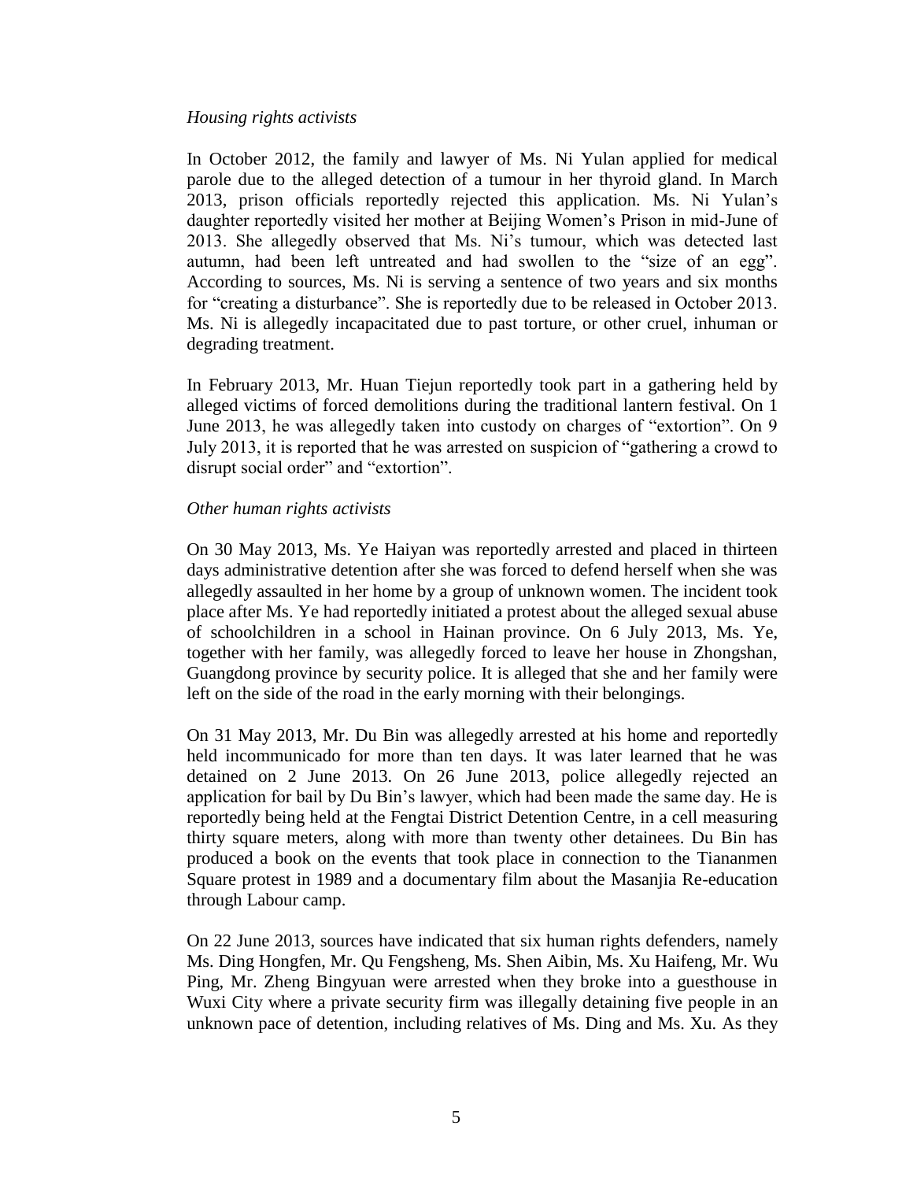*Housing rights activists*

In October 2012, the family and lawyer of Ms. Ni Yulan applied for medical parole due to the alleged detection of a tumour in her thyroid gland. In March 2013, prison officials reportedly rejected this application. Ms. Ni Yulan's daughter reportedly visited her mother at Beijing Women's Prison in mid-June of 2013. She allegedly observed that Ms. Ni's tumour, which was detected last autumn, had been left untreated and had swollen to the "size of an egg". According to sources, Ms. Ni is serving a sentence of two years and six months for "creating a disturbance". She is reportedly due to be released in October 2013. Ms. Ni is allegedly incapacitated due to past torture, or other cruel, inhuman or degrading treatment.

In February 2013, Mr. Huan Tiejun reportedly took part in a gathering held by alleged victims of forced demolitions during the traditional lantern festival. On 1 June 2013, he was allegedly taken into custody on charges of "extortion". On 9 July 2013, it is reported that he was arrested on suspicion of "gathering a crowd to disrupt social order" and "extortion".

*Other human rights activists*

On 30 May 2013, Ms. Ye Haiyan was reportedly arrested and placed in thirteen days administrative detention after she was forced to defend herself when she was allegedly assaulted in her home by a group of unknown women. The incident took place after Ms. Ye had reportedly initiated a protest about the alleged sexual abuse of schoolchildren in a school in Hainan province. On 6 July 2013, Ms. Ye, together with her family, was allegedly forced to leave her house in Zhongshan, Guangdong province by security police. It is alleged that she and her family were left on the side of the road in the early morning with their belongings.

On 31 May 2013, Mr. Du Bin was allegedly arrested at his home and reportedly held incommunicado for more than ten days. It was later learned that he was detained on 2 June 2013. On 26 June 2013, police allegedly rejected an application for bail by Du Bin's lawyer, which had been made the same day. He is reportedly being held at the Fengtai District Detention Centre, in a cell measuring thirty square meters, along with more than twenty other detainees. Du Bin has produced a book on the events that took place in connection to the Tiananmen Square protest in 1989 and a documentary film about the Masanjia Re-education through Labour camp.

On 22 June 2013, sources have indicated that six human rights defenders, namely Ms. Ding Hongfen, Mr. Qu Fengsheng, Ms. Shen Aibin, Ms. Xu Haifeng, Mr. Wu Ping, Mr. Zheng Bingyuan were arrested when they broke into a guesthouse in Wuxi City where a private security firm was illegally detaining five people in an unknown pace of detention, including relatives of Ms. Ding and Ms. Xu. As they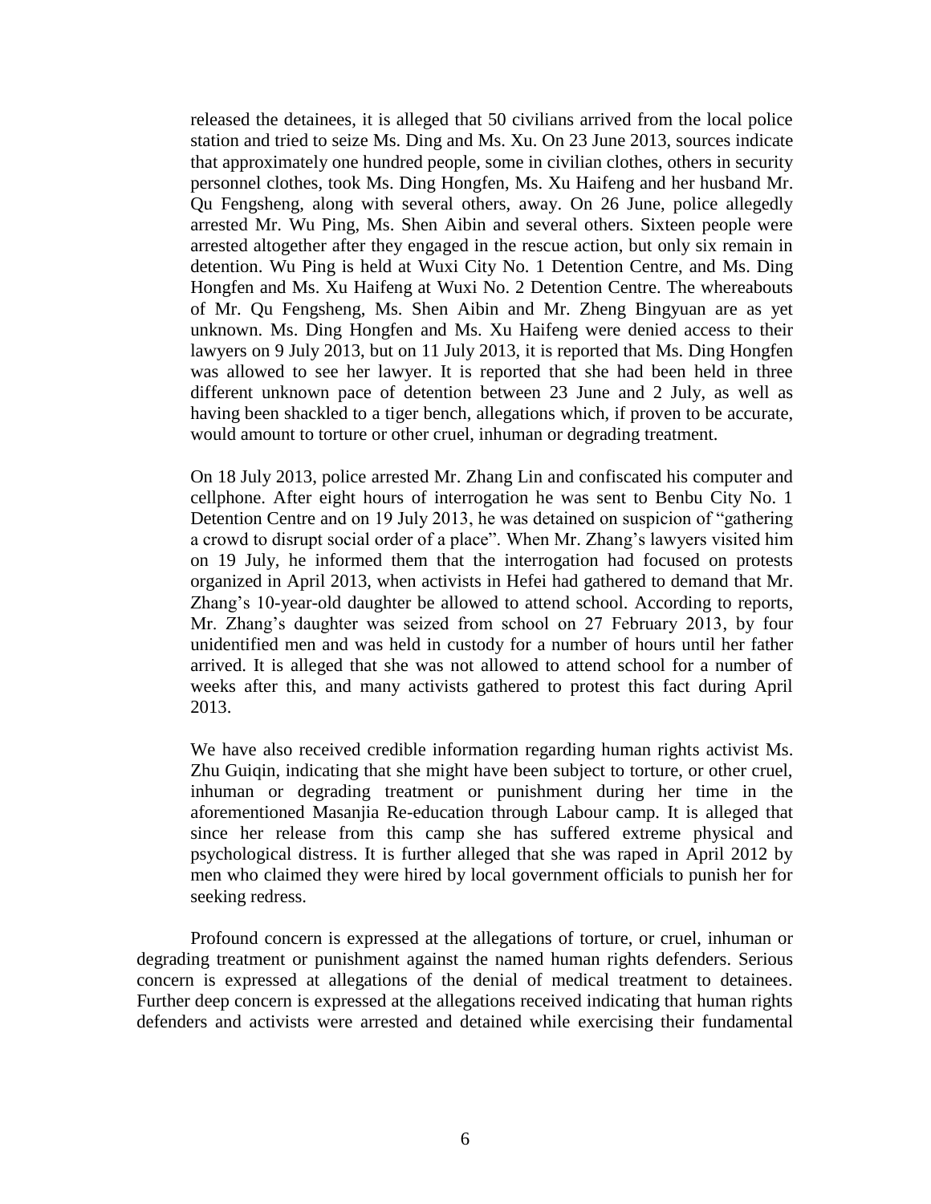released the detainees, it is alleged that 50 civilians arrived from the local police station and tried to seize Ms. Ding and Ms. Xu. On 23 June 2013, sources indicate that approximately one hundred people, some in civilian clothes, others in security personnel clothes, took Ms. Ding Hongfen, Ms. Xu Haifeng and her husband Mr. Qu Fengsheng, along with several others, away. On 26 June, police allegedly arrested Mr. Wu Ping, Ms. Shen Aibin and several others. Sixteen people were arrested altogether after they engaged in the rescue action, but only six remain in detention. Wu Ping is held at Wuxi City No. 1 Detention Centre, and Ms. Ding Hongfen and Ms. Xu Haifeng at Wuxi No. 2 Detention Centre. The whereabouts of Mr. Qu Fengsheng, Ms. Shen Aibin and Mr. Zheng Bingyuan are as yet unknown. Ms. Ding Hongfen and Ms. Xu Haifeng were denied access to their lawyers on 9 July 2013, but on 11 July 2013, it is reported that Ms. Ding Hongfen was allowed to see her lawyer. It is reported that she had been held in three different unknown pace of detention between 23 June and 2 July, as well as having been shackled to a tiger bench, allegations which, if proven to be accurate, would amount to torture or other cruel, inhuman or degrading treatment.

On 18 July 2013, police arrested Mr. Zhang Lin and confiscated his computer and cellphone. After eight hours of interrogation he was sent to Benbu City No. 1 Detention Centre and on 19 July 2013, he was detained on suspicion of "gathering a crowd to disrupt social order of a place". When Mr. Zhang's lawyers visited him on 19 July, he informed them that the interrogation had focused on protests organized in April 2013, when activists in Hefei had gathered to demand that Mr. Zhang's 10-year-old daughter be allowed to attend school. According to reports, Mr. Zhang's daughter was seized from school on 27 February 2013, by four unidentified men and was held in custody for a number of hours until her father arrived. It is alleged that she was not allowed to attend school for a number of weeks after this, and many activists gathered to protest this fact during April 2013.

We have also received credible information regarding human rights activist Ms. Zhu Guiqin, indicating that she might have been subject to torture, or other cruel, inhuman or degrading treatment or punishment during her time in the aforementioned Masanjia Re-education through Labour camp. It is alleged that since her release from this camp she has suffered extreme physical and psychological distress. It is further alleged that she was raped in April 2012 by men who claimed they were hired by local government officials to punish her for seeking redress.

Profound concern is expressed at the allegations of torture, or cruel, inhuman or degrading treatment or punishment against the named human rights defenders. Serious concern is expressed at allegations of the denial of medical treatment to detainees. Further deep concern is expressed at the allegations received indicating that human rights defenders and activists were arrested and detained while exercising their fundamental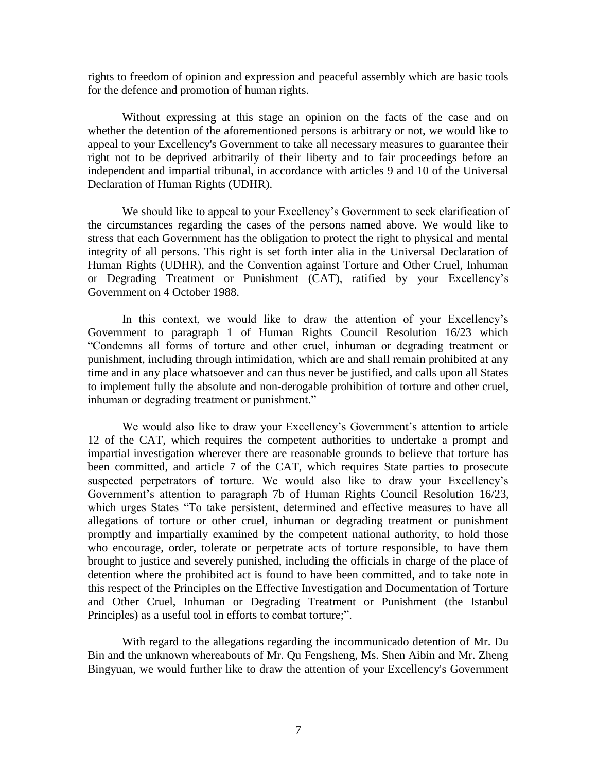rights to freedom of opinion and expression and peaceful assembly which are basic tools for the defence and promotion of human rights.

Without expressing at this stage an opinion on the facts of the case and on whether the detention of the aforementioned persons is arbitrary or not, we would like to appeal to your Excellency's Government to take all necessary measures to guarantee their right not to be deprived arbitrarily of their liberty and to fair proceedings before an independent and impartial tribunal, in accordance with articles 9 and 10 of the Universal Declaration of Human Rights (UDHR).

We should like to appeal to your Excellency's Government to seek clarification of the circumstances regarding the cases of the persons named above. We would like to stress that each Government has the obligation to protect the right to physical and mental integrity of all persons. This right is set forth inter alia in the Universal Declaration of Human Rights (UDHR), and the Convention against Torture and Other Cruel, Inhuman or Degrading Treatment or Punishment (CAT), ratified by your Excellency's Government on 4 October 1988.

In this context, we would like to draw the attention of your Excellency's Government to paragraph 1 of Human Rights Council Resolution 16/23 which "Condemns all forms of torture and other cruel, inhuman or degrading treatment or punishment, including through intimidation, which are and shall remain prohibited at any time and in any place whatsoever and can thus never be justified, and calls upon all States to implement fully the absolute and non-derogable prohibition of torture and other cruel, inhuman or degrading treatment or punishment."

We would also like to draw your Excellency's Government's attention to article 12 of the CAT, which requires the competent authorities to undertake a prompt and impartial investigation wherever there are reasonable grounds to believe that torture has been committed, and article 7 of the CAT, which requires State parties to prosecute suspected perpetrators of torture. We would also like to draw your Excellency's Government's attention to paragraph 7b of Human Rights Council Resolution 16/23, which urges States "To take persistent, determined and effective measures to have all allegations of torture or other cruel, inhuman or degrading treatment or punishment promptly and impartially examined by the competent national authority, to hold those who encourage, order, tolerate or perpetrate acts of torture responsible, to have them brought to justice and severely punished, including the officials in charge of the place of detention where the prohibited act is found to have been committed, and to take note in this respect of the Principles on the Effective Investigation and Documentation of Torture and Other Cruel, Inhuman or Degrading Treatment or Punishment (the Istanbul Principles) as a useful tool in efforts to combat torture;".

With regard to the allegations regarding the incommunicado detention of Mr. Du Bin and the unknown whereabouts of Mr. Qu Fengsheng, Ms. Shen Aibin and Mr. Zheng Bingyuan, we would further like to draw the attention of your Excellency's Government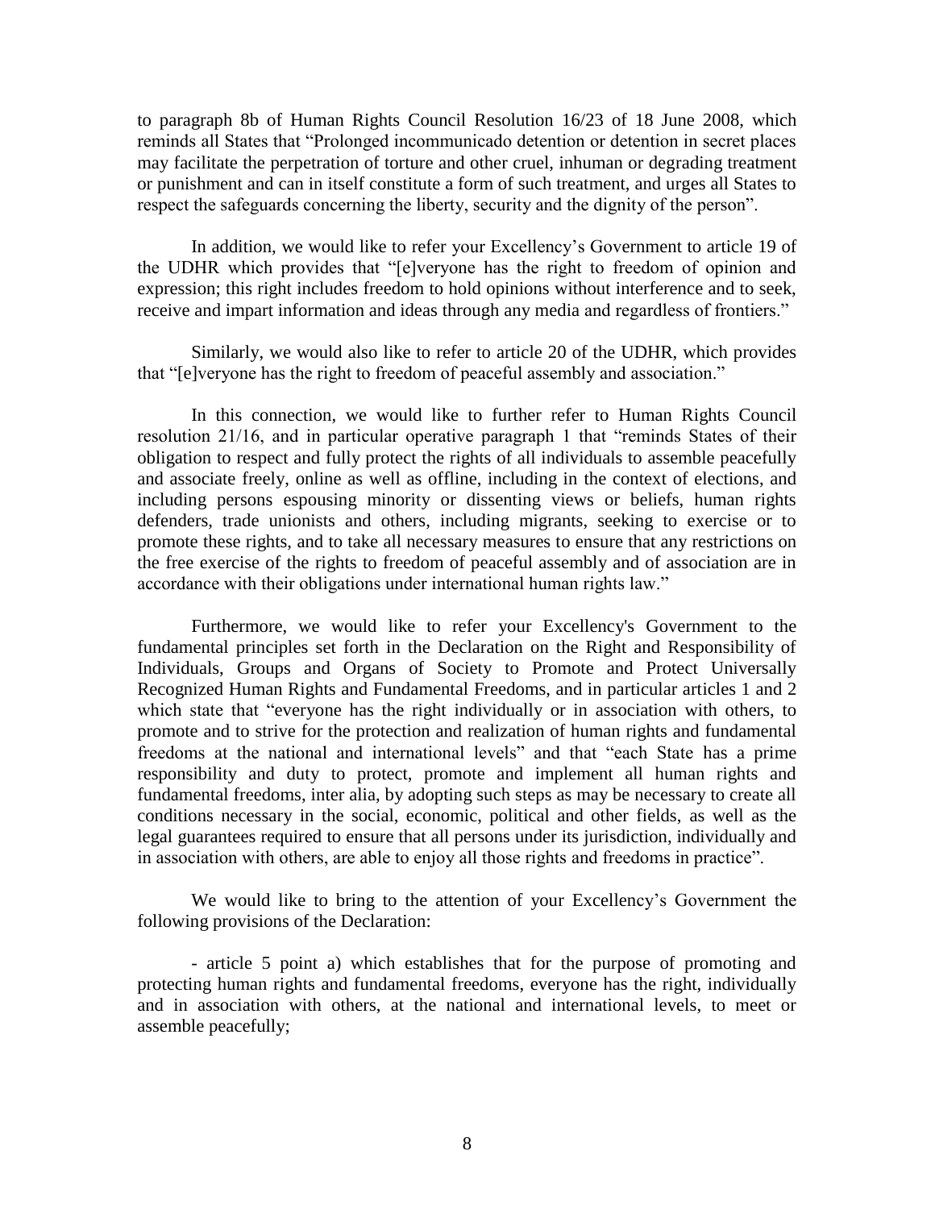to paragraph 8b of Human Rights Council Resolution 16/23 of 18 June 2008, which reminds all States that "Prolonged incommunicado detention or detention in secret places may facilitate the perpetration of torture and other cruel, inhuman or degrading treatment or punishment and can in itself constitute a form of such treatment, and urges all States to respect the safeguards concerning the liberty, security and the dignity of the person".

In addition, we would like to refer your Excellency's Government to article 19 of the UDHR which provides that "[e]veryone has the right to freedom of opinion and expression; this right includes freedom to hold opinions without interference and to seek, receive and impart information and ideas through any media and regardless of frontiers."

Similarly, we would also like to refer to article 20 of the UDHR, which provides that "[e]veryone has the right to freedom of peaceful assembly and association."

In this connection, we would like to further refer to Human Rights Council resolution 21/16, and in particular operative paragraph 1 that "reminds States of their obligation to respect and fully protect the rights of all individuals to assemble peacefully and associate freely, online as well as offline, including in the context of elections, and including persons espousing minority or dissenting views or beliefs, human rights defenders, trade unionists and others, including migrants, seeking to exercise or to promote these rights, and to take all necessary measures to ensure that any restrictions on the free exercise of the rights to freedom of peaceful assembly and of association are in accordance with their obligations under international human rights law."

Furthermore, we would like to refer your Excellency's Government to the fundamental principles set forth in the Declaration on the Right and Responsibility of Individuals, Groups and Organs of Society to Promote and Protect Universally Recognized Human Rights and Fundamental Freedoms, and in particular articles 1 and 2 which state that "everyone has the right individually or in association with others, to promote and to strive for the protection and realization of human rights and fundamental freedoms at the national and international levels" and that "each State has a prime responsibility and duty to protect, promote and implement all human rights and fundamental freedoms, inter alia, by adopting such steps as may be necessary to create all conditions necessary in the social, economic, political and other fields, as well as the legal guarantees required to ensure that all persons under its jurisdiction, individually and in association with others, are able to enjoy all those rights and freedoms in practice".

We would like to bring to the attention of your Excellency's Government the following provisions of the Declaration:

- article 5 point a) which establishes that for the purpose of promoting and protecting human rights and fundamental freedoms, everyone has the right, individually and in association with others, at the national and international levels, to meet or assemble peacefully;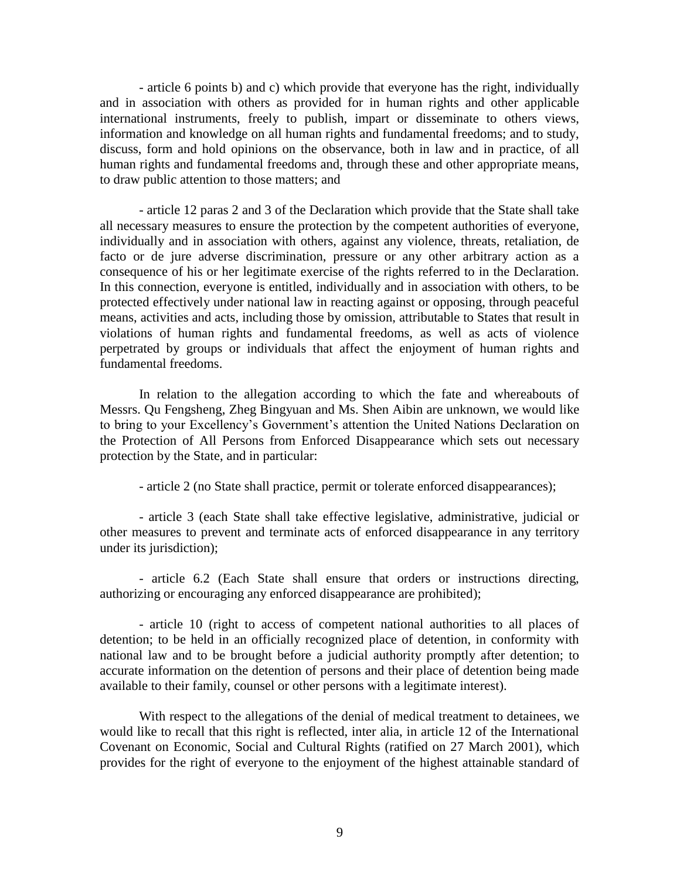- article 6 points b) and c) which provide that everyone has the right, individually and in association with others as provided for in human rights and other applicable international instruments, freely to publish, impart or disseminate to others views, information and knowledge on all human rights and fundamental freedoms; and to study, discuss, form and hold opinions on the observance, both in law and in practice, of all human rights and fundamental freedoms and, through these and other appropriate means, to draw public attention to those matters; and

- article 12 paras 2 and 3 of the Declaration which provide that the State shall take all necessary measures to ensure the protection by the competent authorities of everyone, individually and in association with others, against any violence, threats, retaliation, de facto or de jure adverse discrimination, pressure or any other arbitrary action as a consequence of his or her legitimate exercise of the rights referred to in the Declaration. In this connection, everyone is entitled, individually and in association with others, to be protected effectively under national law in reacting against or opposing, through peaceful means, activities and acts, including those by omission, attributable to States that result in violations of human rights and fundamental freedoms, as well as acts of violence perpetrated by groups or individuals that affect the enjoyment of human rights and fundamental freedoms.

In relation to the allegation according to which the fate and whereabouts of Messrs. Qu Fengsheng, Zheg Bingyuan and Ms. Shen Aibin are unknown, we would like to bring to your Excellency's Government's attention the United Nations Declaration on the Protection of All Persons from Enforced Disappearance which sets out necessary protection by the State, and in particular:

- article 2 (no State shall practice, permit or tolerate enforced disappearances);

- article 3 (each State shall take effective legislative, administrative, judicial or other measures to prevent and terminate acts of enforced disappearance in any territory under its jurisdiction);

- article 6.2 (Each State shall ensure that orders or instructions directing, authorizing or encouraging any enforced disappearance are prohibited);

- article 10 (right to access of competent national authorities to all places of detention; to be held in an officially recognized place of detention, in conformity with national law and to be brought before a judicial authority promptly after detention; to accurate information on the detention of persons and their place of detention being made available to their family, counsel or other persons with a legitimate interest).

With respect to the allegations of the denial of medical treatment to detainees, we would like to recall that this right is reflected, inter alia, in article 12 of the International Covenant on Economic, Social and Cultural Rights (ratified on 27 March 2001), which provides for the right of everyone to the enjoyment of the highest attainable standard of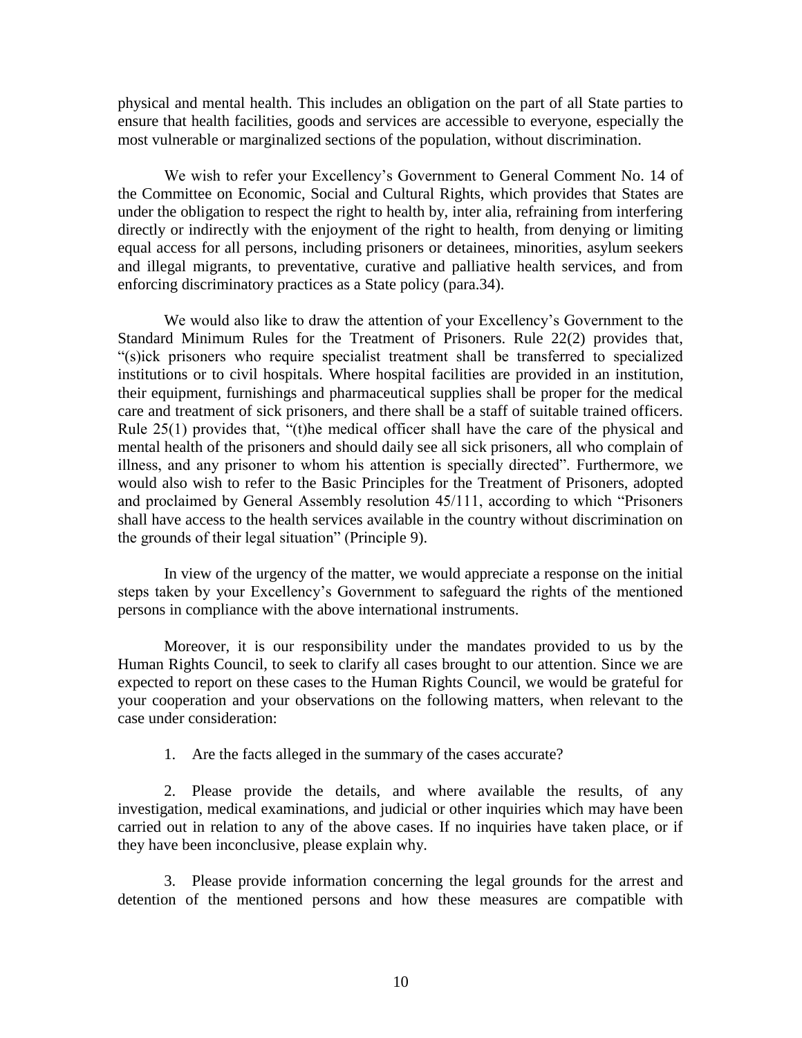physical and mental health. This includes an obligation on the part of all State parties to ensure that health facilities, goods and services are accessible to everyone, especially the most vulnerable or marginalized sections of the population, without discrimination.

We wish to refer your Excellency's Government to General Comment No. 14 of the Committee on Economic, Social and Cultural Rights, which provides that States are under the obligation to respect the right to health by, inter alia, refraining from interfering directly or indirectly with the enjoyment of the right to health, from denying or limiting equal access for all persons, including prisoners or detainees, minorities, asylum seekers and illegal migrants, to preventative, curative and palliative health services, and from enforcing discriminatory practices as a State policy (para.34).

We would also like to draw the attention of your Excellency's Government to the Standard Minimum Rules for the Treatment of Prisoners. Rule 22(2) provides that, "(s)ick prisoners who require specialist treatment shall be transferred to specialized institutions or to civil hospitals. Where hospital facilities are provided in an institution, their equipment, furnishings and pharmaceutical supplies shall be proper for the medical care and treatment of sick prisoners, and there shall be a staff of suitable trained officers. Rule 25(1) provides that, "(t)he medical officer shall have the care of the physical and mental health of the prisoners and should daily see all sick prisoners, all who complain of illness, and any prisoner to whom his attention is specially directed". Furthermore, we would also wish to refer to the Basic Principles for the Treatment of Prisoners, adopted and proclaimed by General Assembly resolution 45/111, according to which "Prisoners shall have access to the health services available in the country without discrimination on the grounds of their legal situation" (Principle 9).

In view of the urgency of the matter, we would appreciate a response on the initial steps taken by your Excellency's Government to safeguard the rights of the mentioned persons in compliance with the above international instruments.

Moreover, it is our responsibility under the mandates provided to us by the Human Rights Council, to seek to clarify all cases brought to our attention. Since we are expected to report on these cases to the Human Rights Council, we would be grateful for your cooperation and your observations on the following matters, when relevant to the case under consideration:

1. Are the facts alleged in the summary of the cases accurate?

2. Please provide the details, and where available the results, of any investigation, medical examinations, and judicial or other inquiries which may have been carried out in relation to any of the above cases. If no inquiries have taken place, or if they have been inconclusive, please explain why.

3. Please provide information concerning the legal grounds for the arrest and detention of the mentioned persons and how these measures are compatible with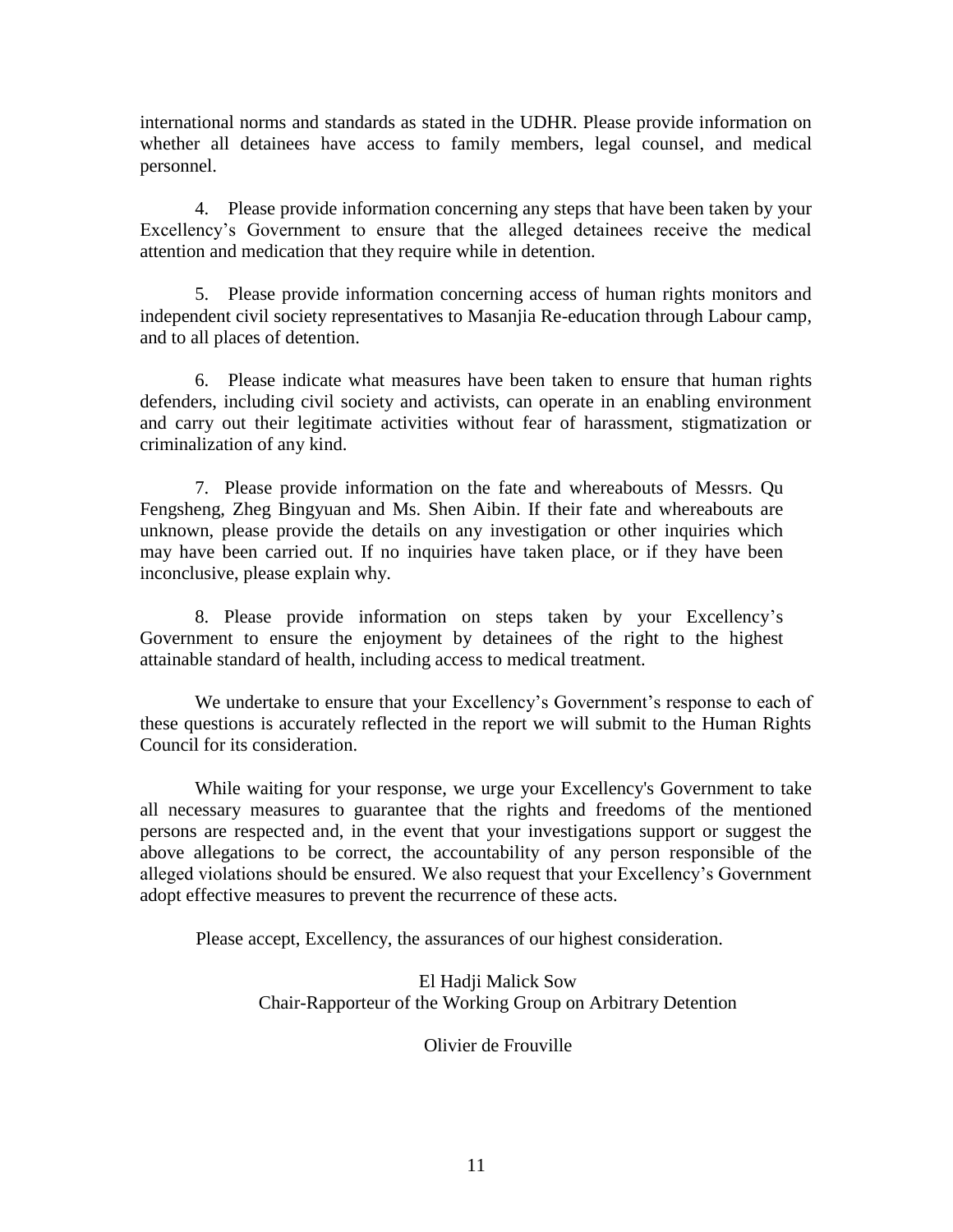international norms and standards as stated in the UDHR. Please provide information on whether all detainees have access to family members, legal counsel, and medical personnel.

4. Please provide information concerning any steps that have been taken by your Excellency's Government to ensure that the alleged detainees receive the medical attention and medication that they require while in detention.

5. Please provide information concerning access of human rights monitors and independent civil society representatives to Masanjia Re-education through Labour camp, and to all places of detention.

6. Please indicate what measures have been taken to ensure that human rights defenders, including civil society and activists, can operate in an enabling environment and carry out their legitimate activities without fear of harassment, stigmatization or criminalization of any kind.

7. Please provide information on the fate and whereabouts of Messrs. Qu Fengsheng, Zheg Bingyuan and Ms. Shen Aibin. If their fate and whereabouts are unknown, please provide the details on any investigation or other inquiries which may have been carried out. If no inquiries have taken place, or if they have been inconclusive, please explain why.

8. Please provide information on steps taken by your Excellency's Government to ensure the enjoyment by detainees of the right to the highest attainable standard of health, including access to medical treatment.

We undertake to ensure that your Excellency's Government's response to each of these questions is accurately reflected in the report we will submit to the Human Rights Council for its consideration.

While waiting for your response, we urge your Excellency's Government to take all necessary measures to guarantee that the rights and freedoms of the mentioned persons are respected and, in the event that your investigations support or suggest the above allegations to be correct, the accountability of any person responsible of the alleged violations should be ensured. We also request that your Excellency's Government adopt effective measures to prevent the recurrence of these acts.

Please accept, Excellency, the assurances of our highest consideration.

El Hadji Malick Sow
Chair-Rapporteur of the Working Group on Arbitrary Detention

Olivier de Frouville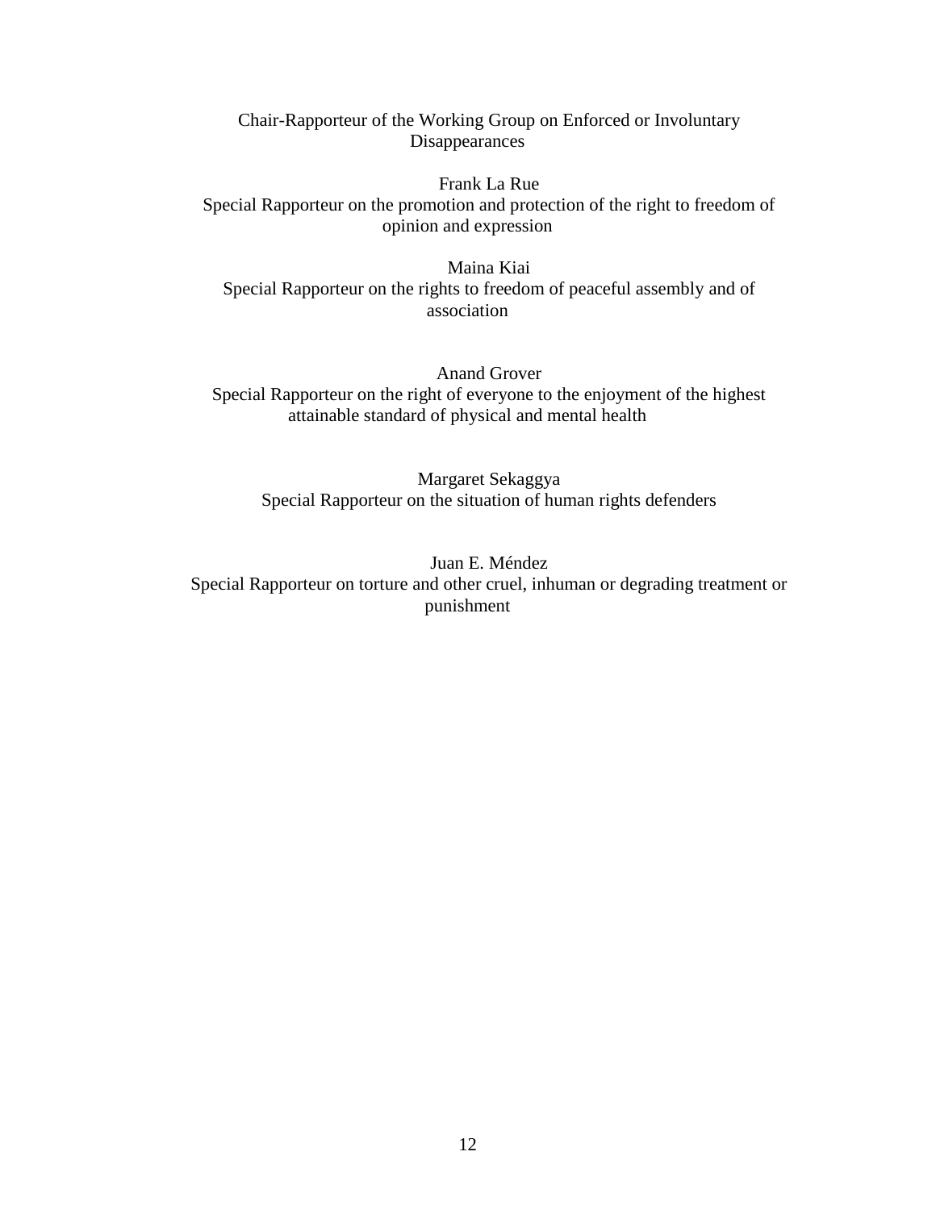Chair-Rapporteur of the Working Group on Enforced or Involuntary Disappearances

Frank La Rue
Special Rapporteur on the promotion and protection of the right to freedom of opinion and expression

Maina Kiai
Special Rapporteur on the rights to freedom of peaceful assembly and of association

Anand Grover
Special Rapporteur on the right of everyone to the enjoyment of the highest attainable standard of physical and mental health

Margaret Sekaggya
Special Rapporteur on the situation of human rights defenders

Juan E. Méndez
Special Rapporteur on torture and other cruel, inhuman or degrading treatment or punishment